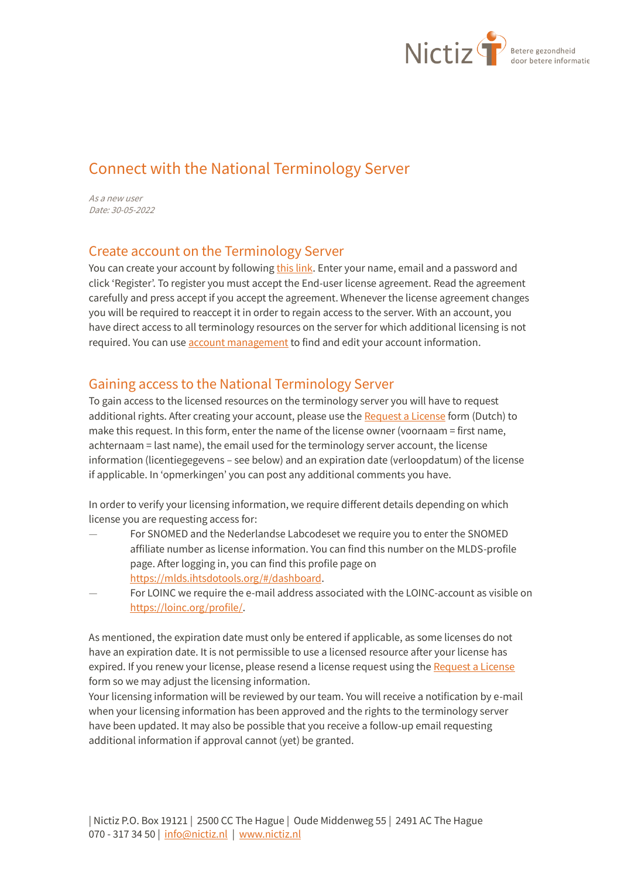# Connect with the National Terminology Server

*As a new user*
*Date: 30-05-2022*

## Create account on the Terminology Server

You can create your account by following this link. Enter your name, email and a password and click 'Register'. To register you must accept the End-user license agreement. Read the agreement carefully and press accept if you accept the agreement. Whenever the license agreement changes you will be required to reaccept it in order to regain access to the server. With an account, you have direct access to all terminology resources on the server for which additional licensing is not required. You can use account management to find and edit your account information.

## Gaining access to the National Terminology Server

To gain access to the licensed resources on the terminology server you will have to request additional rights. After creating your account, please use the Request a License form (Dutch) to make this request. In this form, enter the name of the license owner (voornaam = first name, achternaam = last name), the email used for the terminology server account, the license information (licentiegegevens – see below) and an expiration date (verloopdatum) of the license if applicable. In 'opmerkingen' you can post any additional comments you have.

In order to verify your licensing information, we require different details depending on which license you are requesting access for:

- For SNOMED and the Nederlandse Labcodeset we require you to enter the SNOMED affiliate number as license information. You can find this number on the MLDS-profile page. After logging in, you can find this profile page on https://mlds.ihtsdotools.org/#/dashboard.
- For LOINC we require the e-mail address associated with the LOINC-account as visible on https://loinc.org/profile/.

As mentioned, the expiration date must only be entered if applicable, as some licenses do not have an expiration date. It is not permissible to use a licensed resource after your license has expired. If you renew your license, please resend a license request using the Request a License form so we may adjust the licensing information.

Your licensing information will be reviewed by our team. You will receive a notification by e-mail when your licensing information has been approved and the rights to the terminology server have been updated. It may also be possible that you receive a follow-up email requesting additional information if approval cannot (yet) be granted.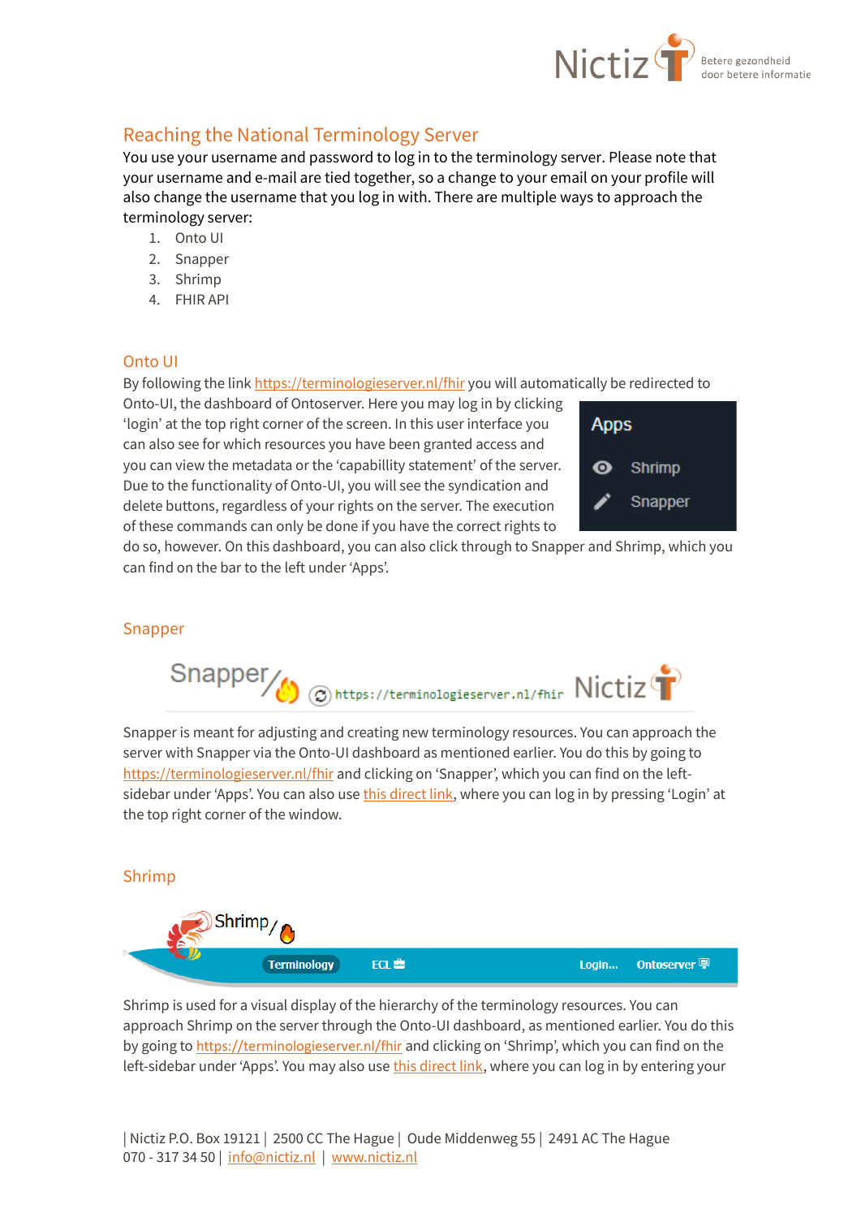## Reaching the National Terminology Server

You use your username and password to log in to the terminology server. Please note that your username and e-mail are tied together, so a change to your email on your profile will also change the username that you log in with. There are multiple ways to approach the terminology server:

1. Onto UI
2. Snapper
3. Shrimp
4. FHIR API

### Onto UI

By following the link https://terminologieserver.nl/fhir you will automatically be redirected to Onto-UI, the dashboard of Ontoserver. Here you may log in by clicking 'login' at the top right corner of the screen. In this user interface you can also see for which resources you have been granted access and you can view the metadata or the 'capabillity statement' of the server. Due to the functionality of Onto-UI, you will see the syndication and delete buttons, regardless of your rights on the server. The execution of these commands can only be done if you have the correct rights to do so, however. On this dashboard, you can also click through to Snapper and Shrimp, which you can find on the bar to the left under 'Apps'.

### Snapper

Snapper is meant for adjusting and creating new terminology resources. You can approach the server with Snapper via the Onto-UI dashboard as mentioned earlier. You do this by going to https://terminologieserver.nl/fhir and clicking on 'Snapper', which you can find on the left-sidebar under 'Apps'. You can also use this direct link, where you can log in by pressing 'Login' at the top right corner of the window.

### Shrimp

Shrimp is used for a visual display of the hierarchy of the terminology resources. You can approach Shrimp on the server through the Onto-UI dashboard, as mentioned earlier. You do this by going to https://terminologieserver.nl/fhir and clicking on 'Shrimp', which you can find on the left-sidebar under 'Apps'. You may also use this direct link, where you can log in by entering your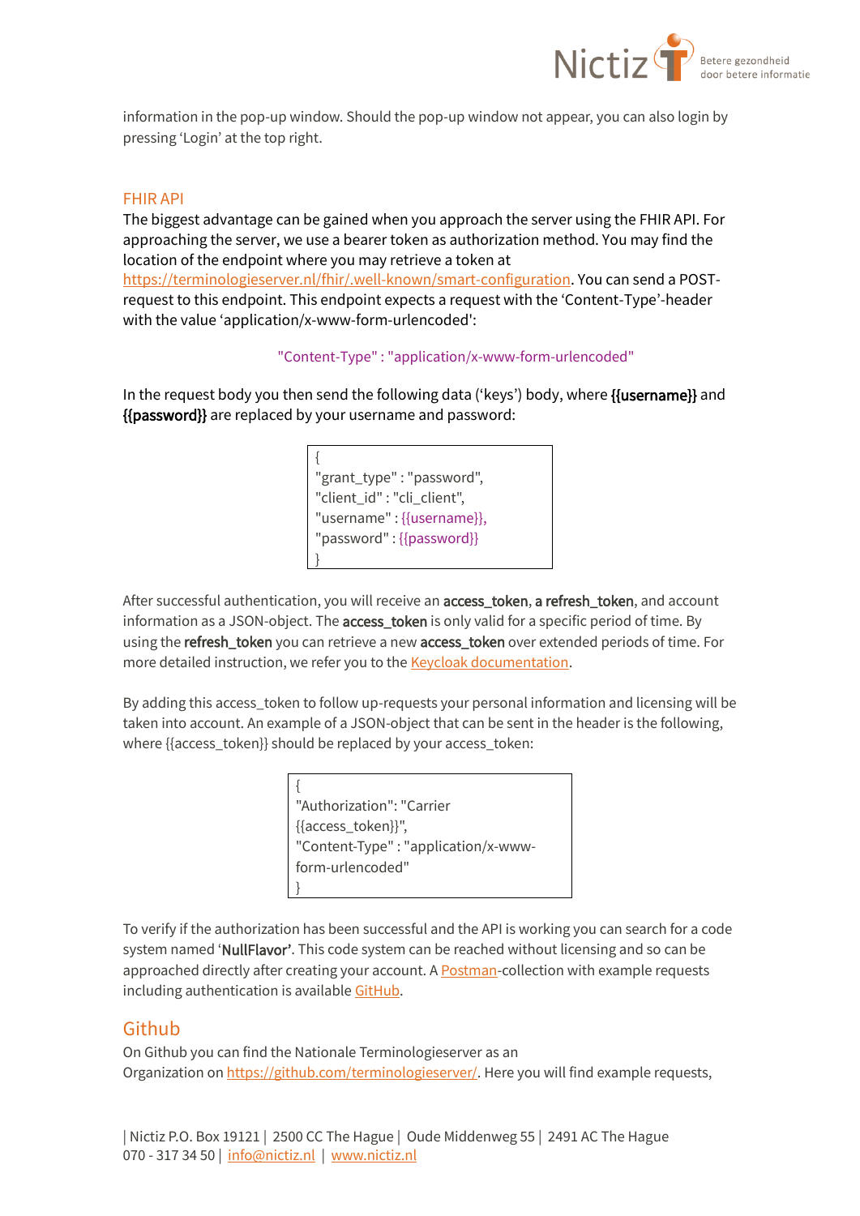information in the pop-up window. Should the pop-up window not appear, you can also login by pressing 'Login' at the top right.

## FHIR API

The biggest advantage can be gained when you approach the server using the FHIR API. For approaching the server, we use a bearer token as authorization method. You may find the location of the endpoint where you may retrieve a token at https://terminologieserver.nl/fhir/.well-known/smart-configuration. You can send a POST-request to this endpoint. This endpoint expects a request with the 'Content-Type'-header with the value 'application/x-www-form-urlencoded':

```
"Content-Type" : "application/x-www-form-urlencoded"
```

In the request body you then send the following data ('keys') body, where **{{username}}** and **{{password}}** are replaced by your username and password:

```
{
"grant_type" : "password",
"client_id" : "cli_client",
"username" : {{username}},
"password" : {{password}}
}
```

After successful authentication, you will receive an **access_token**, **a refresh_token**, and account information as a JSON-object. The **access_token** is only valid for a specific period of time. By using the **refresh_token** you can retrieve a new **access_token** over extended periods of time. For more detailed instruction, we refer you to the Keycloak documentation.

By adding this access_token to follow up-requests your personal information and licensing will be taken into account. An example of a JSON-object that can be sent in the header is the following, where {{access_token}} should be replaced by your access_token:

```
{
"Authorization": "Carrier
{{access_token}}",
"Content-Type" : "application/x-www-
form-urlencoded"
}
```

To verify if the authorization has been successful and the API is working you can search for a code system named '**NullFlavor**'. This code system can be reached without licensing and so can be approached directly after creating your account. A Postman-collection with example requests including authentication is available GitHub.

## Github

On Github you can find the Nationale Terminologieserver as an Organization on https://github.com/terminologieserver/. Here you will find example requests,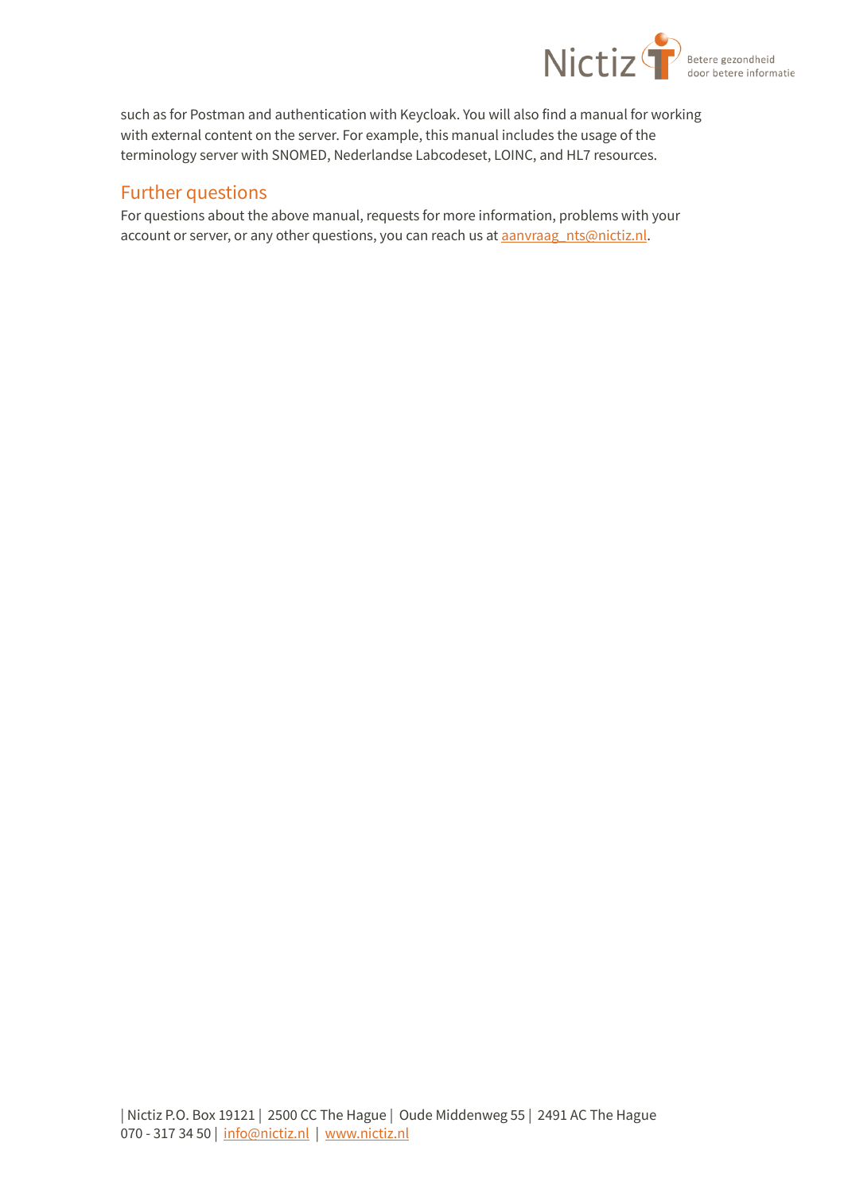such as for Postman and authentication with Keycloak. You will also find a manual for working with external content on the server. For example, this manual includes the usage of the terminology server with SNOMED, Nederlandse Labcodeset, LOINC, and HL7 resources.

## Further questions

For questions about the above manual, requests for more information, problems with your account or server, or any other questions, you can reach us at aanvraag_nts@nictiz.nl.